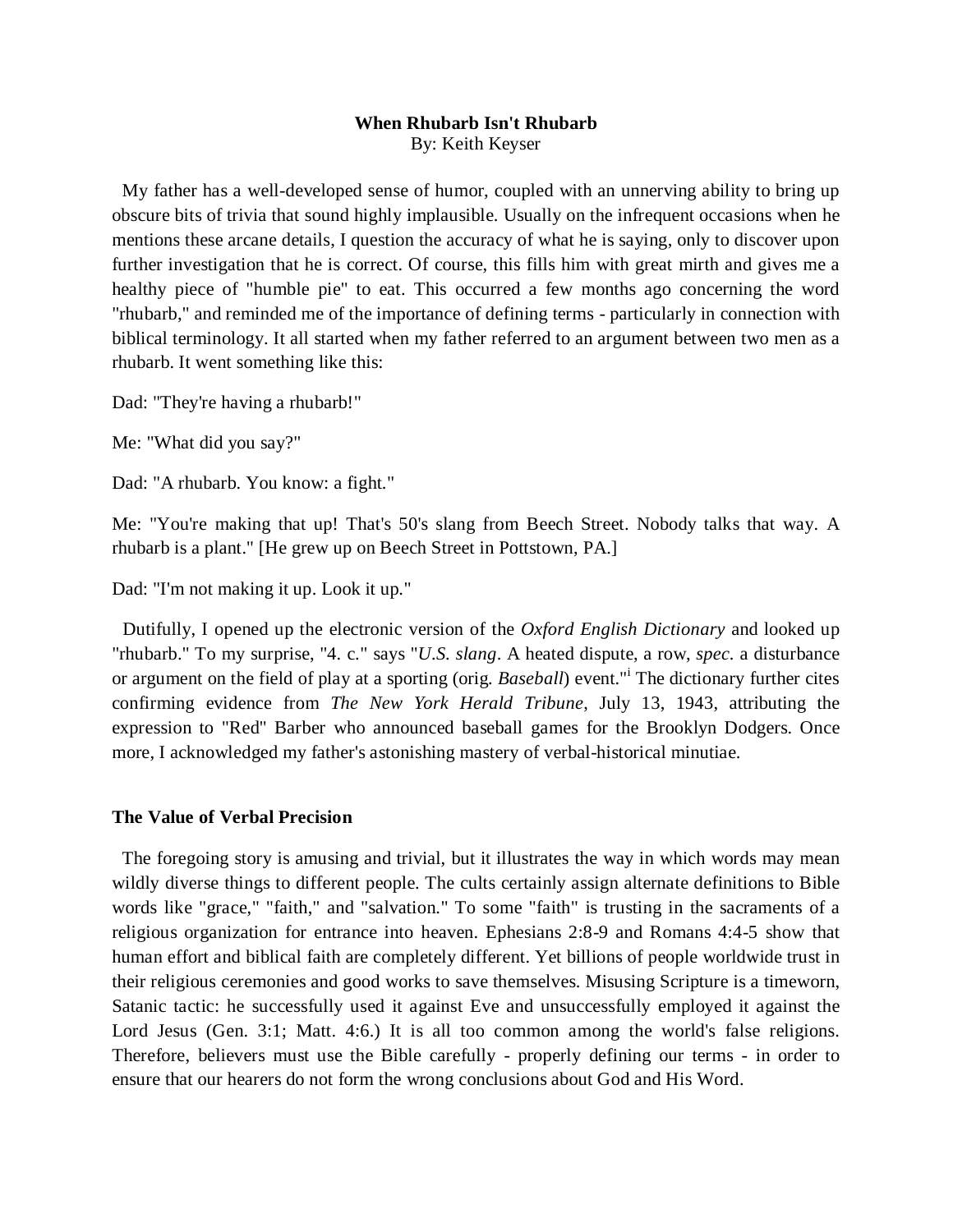**When Rhubarb Isn't Rhubarb**
By: Keith Keyser

My father has a well-developed sense of humor, coupled with an unnerving ability to bring up obscure bits of trivia that sound highly implausible. Usually on the infrequent occasions when he mentions these arcane details, I question the accuracy of what he is saying, only to discover upon further investigation that he is correct. Of course, this fills him with great mirth and gives me a healthy piece of "humble pie" to eat. This occurred a few months ago concerning the word "rhubarb," and reminded me of the importance of defining terms - particularly in connection with biblical terminology. It all started when my father referred to an argument between two men as a rhubarb. It went something like this:

Dad: "They're having a rhubarb!"

Me: "What did you say?"

Dad: "A rhubarb. You know: a fight."

Me: "You're making that up! That's 50's slang from Beech Street. Nobody talks that way. A rhubarb is a plant." [He grew up on Beech Street in Pottstown, PA.]

Dad: "I'm not making it up. Look it up."

Dutifully, I opened up the electronic version of the *Oxford English Dictionary* and looked up "rhubarb." To my surprise, "4. c." says "*U.S. slang*. A heated dispute, a row, *spec.* a disturbance or argument on the field of play at a sporting (orig. *Baseball*) event."[i] The dictionary further cites confirming evidence from *The New York Herald Tribune*, July 13, 1943, attributing the expression to "Red" Barber who announced baseball games for the Brooklyn Dodgers. Once more, I acknowledged my father's astonishing mastery of verbal-historical minutiae.

## The Value of Verbal Precision

The foregoing story is amusing and trivial, but it illustrates the way in which words may mean wildly diverse things to different people. The cults certainly assign alternate definitions to Bible words like "grace," "faith," and "salvation." To some "faith" is trusting in the sacraments of a religious organization for entrance into heaven. Ephesians 2:8-9 and Romans 4:4-5 show that human effort and biblical faith are completely different. Yet billions of people worldwide trust in their religious ceremonies and good works to save themselves. Misusing Scripture is a timeworn, Satanic tactic: he successfully used it against Eve and unsuccessfully employed it against the Lord Jesus (Gen. 3:1; Matt. 4:6.) It is all too common among the world's false religions. Therefore, believers must use the Bible carefully - properly defining our terms - in order to ensure that our hearers do not form the wrong conclusions about God and His Word.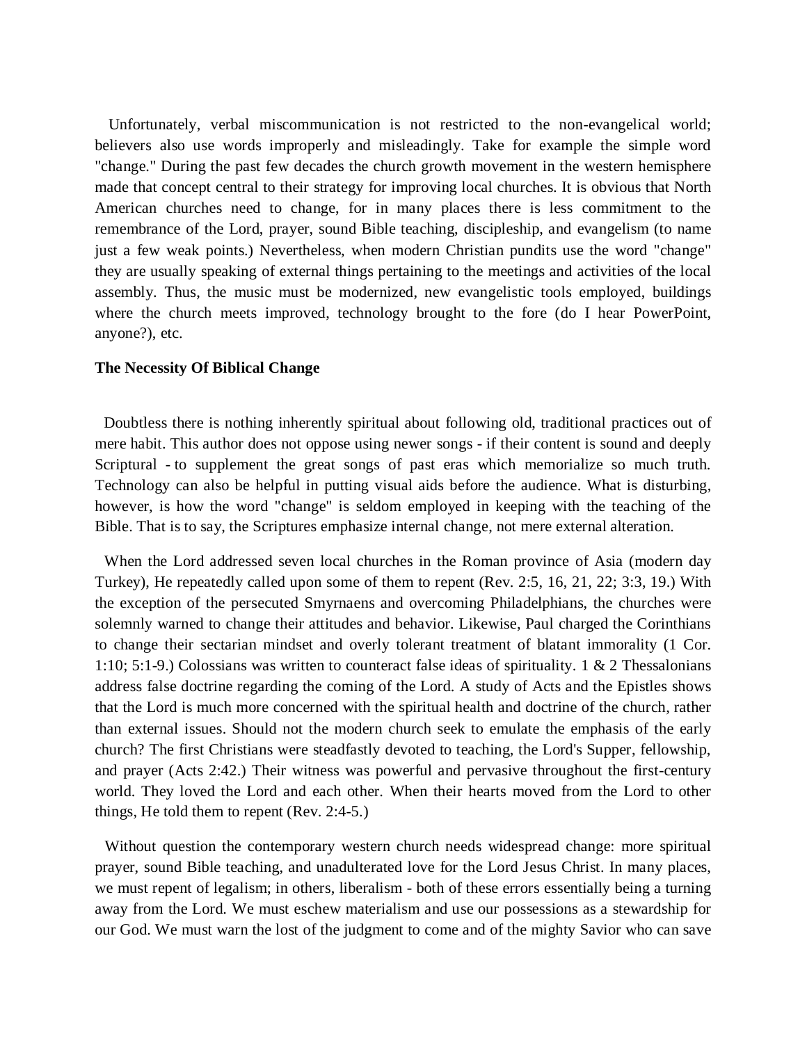Unfortunately, verbal miscommunication is not restricted to the non-evangelical world; believers also use words improperly and misleadingly. Take for example the simple word "change." During the past few decades the church growth movement in the western hemisphere made that concept central to their strategy for improving local churches. It is obvious that North American churches need to change, for in many places there is less commitment to the remembrance of the Lord, prayer, sound Bible teaching, discipleship, and evangelism (to name just a few weak points.) Nevertheless, when modern Christian pundits use the word "change" they are usually speaking of external things pertaining to the meetings and activities of the local assembly. Thus, the music must be modernized, new evangelistic tools employed, buildings where the church meets improved, technology brought to the fore (do I hear PowerPoint, anyone?), etc.

**The Necessity Of Biblical Change**

Doubtless there is nothing inherently spiritual about following old, traditional practices out of mere habit. This author does not oppose using newer songs - if their content is sound and deeply Scriptural - to supplement the great songs of past eras which memorialize so much truth. Technology can also be helpful in putting visual aids before the audience. What is disturbing, however, is how the word "change" is seldom employed in keeping with the teaching of the Bible. That is to say, the Scriptures emphasize internal change, not mere external alteration.

When the Lord addressed seven local churches in the Roman province of Asia (modern day Turkey), He repeatedly called upon some of them to repent (Rev. 2:5, 16, 21, 22; 3:3, 19.) With the exception of the persecuted Smyrnaens and overcoming Philadelphians, the churches were solemnly warned to change their attitudes and behavior. Likewise, Paul charged the Corinthians to change their sectarian mindset and overly tolerant treatment of blatant immorality (1 Cor. 1:10; 5:1-9.) Colossians was written to counteract false ideas of spirituality. 1 & 2 Thessalonians address false doctrine regarding the coming of the Lord. A study of Acts and the Epistles shows that the Lord is much more concerned with the spiritual health and doctrine of the church, rather than external issues. Should not the modern church seek to emulate the emphasis of the early church? The first Christians were steadfastly devoted to teaching, the Lord's Supper, fellowship, and prayer (Acts 2:42.) Their witness was powerful and pervasive throughout the first-century world. They loved the Lord and each other. When their hearts moved from the Lord to other things, He told them to repent (Rev. 2:4-5.)

Without question the contemporary western church needs widespread change: more spiritual prayer, sound Bible teaching, and unadulterated love for the Lord Jesus Christ. In many places, we must repent of legalism; in others, liberalism - both of these errors essentially being a turning away from the Lord. We must eschew materialism and use our possessions as a stewardship for our God. We must warn the lost of the judgment to come and of the mighty Savior who can save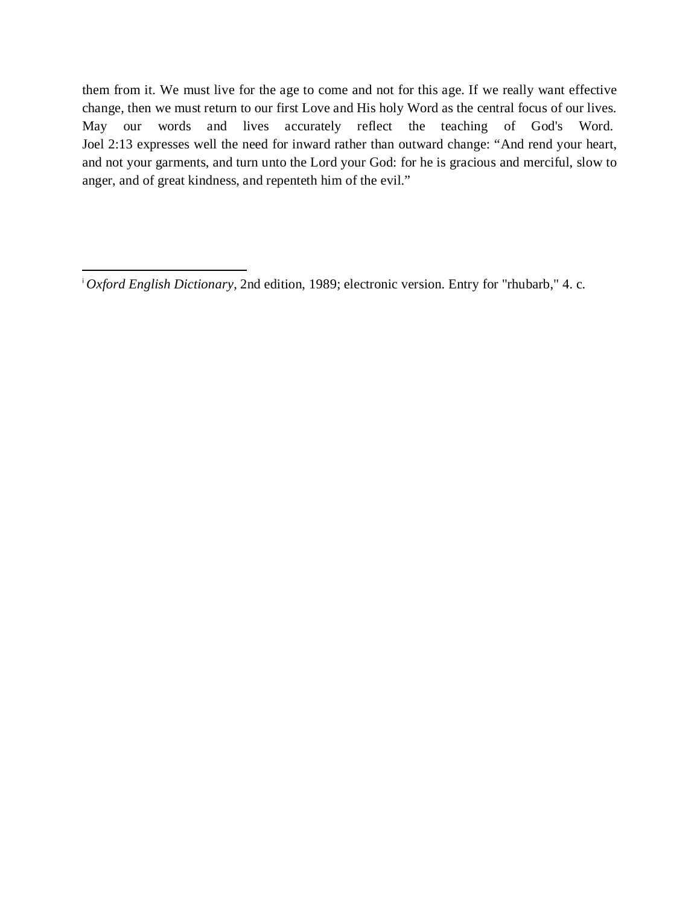them from it. We must live for the age to come and not for this age. If we really want effective change, then we must return to our first Love and His holy Word as the central focus of our lives. May our words and lives accurately reflect the teaching of God's Word. Joel 2:13 expresses well the need for inward rather than outward change: “And rend your heart, and not your garments, and turn unto the Lord your God: for he is gracious and merciful, slow to anger, and of great kindness, and repenteth him of the evil.”

---

[i] *Oxford English Dictionary*, 2nd edition, 1989; electronic version. Entry for "rhubarb," 4. c.